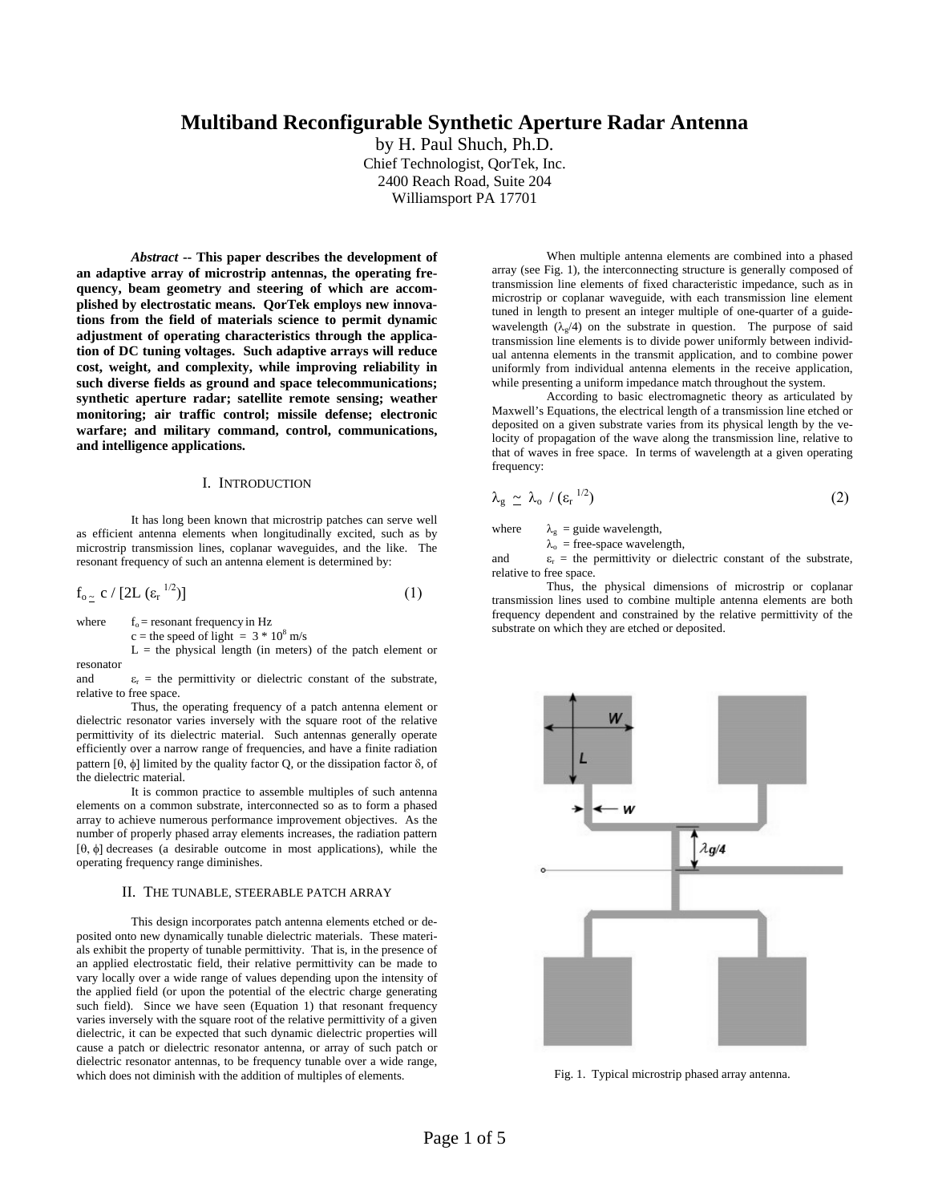# Multiband Reconfigurable Synthetic Aperture Radar Antenna

by H. Paul Shuch, Ph.D.
Chief Technologist, QorTek, Inc.
2400 Reach Road, Suite 204
Williamsport PA 17701

***Abstract* -- This paper describes the development of an adaptive array of microstrip antennas, the operating frequency, beam geometry and steering of which are accomplished by electrostatic means. QorTek employs new innovations from the field of materials science to permit dynamic adjustment of operating characteristics through the application of DC tuning voltages. Such adaptive arrays will reduce cost, weight, and complexity, while improving reliability in such diverse fields as ground and space telecommunications; synthetic aperture radar; satellite remote sensing; weather monitoring; air traffic control; missile defense; electronic warfare; and military command, control, communications, and intelligence applications.**

## I. Introduction

It has long been known that microstrip patches can serve well as efficient antenna elements when longitudinally excited, such as by microstrip transmission lines, coplanar waveguides, and the like. The resonant frequency of such an antenna element is determined by:

$$f_o \simeq c \,/\, [2L\,(\varepsilon_r^{\,1/2})] \tag{1}$$

where $f_o$ = resonant frequency in Hz
$c$ = the speed of light = $3 * 10^8$ m/s
$L$ = the physical length (in meters) of the patch element or resonator
and $\varepsilon_r$ = the permittivity or dielectric constant of the substrate, relative to free space.

Thus, the operating frequency of a patch antenna element or dielectric resonator varies inversely with the square root of the relative permittivity of its dielectric material. Such antennas generally operate efficiently over a narrow range of frequencies, and have a finite radiation pattern [$\theta$, $\phi$] limited by the quality factor Q, or the dissipation factor $\delta$, of the dielectric material.

It is common practice to assemble multiples of such antenna elements on a common substrate, interconnected so as to form a phased array to achieve numerous performance improvement objectives. As the number of properly phased array elements increases, the radiation pattern [$\theta$, $\phi$] decreases (a desirable outcome in most applications), while the operating frequency range diminishes.

## II. The tunable, steerable patch array

This design incorporates patch antenna elements etched or deposited onto new dynamically tunable dielectric materials. These materials exhibit the property of tunable permittivity. That is, in the presence of an applied electrostatic field, their relative permittivity can be made to vary locally over a wide range of values depending upon the intensity of the applied field (or upon the potential of the electric charge generating such field). Since we have seen (Equation 1) that resonant frequency varies inversely with the square root of the relative permittivity of a given dielectric, it can be expected that such dynamic dielectric properties will cause a patch or dielectric resonator antenna, or array of such patch or dielectric resonator antennas, to be frequency tunable over a wide range, which does not diminish with the addition of multiples of elements.

When multiple antenna elements are combined into a phased array (see Fig. 1), the interconnecting structure is generally composed of transmission line elements of fixed characteristic impedance, such as in microstrip or coplanar waveguide, with each transmission line element tuned in length to present an integer multiple of one-quarter of a guide-wavelength ($\lambda_g/4$) on the substrate in question. The purpose of said transmission line elements is to divide power uniformly between individual antenna elements in the transmit application, and to combine power uniformly from individual antenna elements in the receive application, while presenting a uniform impedance match throughout the system.

According to basic electromagnetic theory as articulated by Maxwell's Equations, the electrical length of a transmission line etched or deposited on a given substrate varies from its physical length by the velocity of propagation of the wave along the transmission line, relative to that of waves in free space. In terms of wavelength at a given operating frequency:

$$\lambda_g \simeq \lambda_o \,/\, (\varepsilon_r^{\,1/2}) \tag{2}$$

where $\lambda_g$ = guide wavelength,
$\lambda_o$ = free-space wavelength,
and $\varepsilon_r$ = the permittivity or dielectric constant of the substrate, relative to free space.

Thus, the physical dimensions of microstrip or coplanar transmission lines used to combine multiple antenna elements are both frequency dependent and constrained by the relative permittivity of the substrate on which they are etched or deposited.

Fig. 1. Typical microstrip phased array antenna.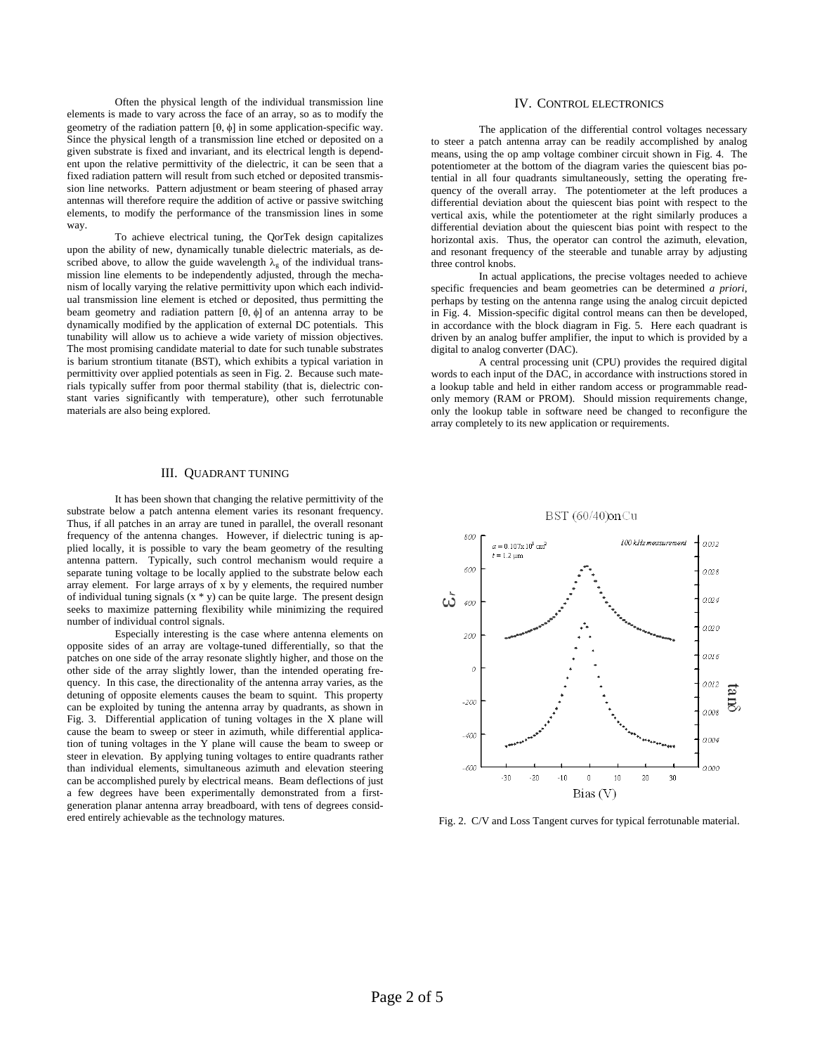Often the physical length of the individual transmission line elements is made to vary across the face of an array, so as to modify the geometry of the radiation pattern [θ, ϕ] in some application-specific way. Since the physical length of a transmission line etched or deposited on a given substrate is fixed and invariant, and its electrical length is dependent upon the relative permittivity of the dielectric, it can be seen that a fixed radiation pattern will result from such etched or deposited transmission line networks. Pattern adjustment or beam steering of phased array antennas will therefore require the addition of active or passive switching elements, to modify the performance of the transmission lines in some way.

To achieve electrical tuning, the QorTek design capitalizes upon the ability of new, dynamically tunable dielectric materials, as described above, to allow the guide wavelength $\lambda_g$ of the individual transmission line elements to be independently adjusted, through the mechanism of locally varying the relative permittivity upon which each individual transmission line element is etched or deposited, thus permitting the beam geometry and radiation pattern [θ, ϕ] of an antenna array to be dynamically modified by the application of external DC potentials. This tunability will allow us to achieve a wide variety of mission objectives. The most promising candidate material to date for such tunable substrates is barium strontium titanate (BST), which exhibits a typical variation in permittivity over applied potentials as seen in Fig. 2. Because such materials typically suffer from poor thermal stability (that is, dielectric constant varies significantly with temperature), other such ferrotunable materials are also being explored.

## III. Quadrant Tuning

It has been shown that changing the relative permittivity of the substrate below a patch antenna element varies its resonant frequency. Thus, if all patches in an array are tuned in parallel, the overall resonant frequency of the antenna changes. However, if dielectric tuning is applied locally, it is possible to vary the beam geometry of the resulting antenna pattern. Typically, such control mechanism would require a separate tuning voltage to be locally applied to the substrate below each array element. For large arrays of x by y elements, the required number of individual tuning signals (x * y) can be quite large. The present design seeks to maximize patterning flexibility while minimizing the required number of individual control signals.

Especially interesting is the case where antenna elements on opposite sides of an array are voltage-tuned differentially, so that the patches on one side of the array resonate slightly higher, and those on the other side of the array slightly lower, than the intended operating frequency. In this case, the directionality of the antenna array varies, as the detuning of opposite elements causes the beam to squint. This property can be exploited by tuning the antenna array by quadrants, as shown in Fig. 3. Differential application of tuning voltages in the X plane will cause the beam to sweep or steer in azimuth, while differential application of tuning voltages in the Y plane will cause the beam to sweep or steer in elevation. By applying tuning voltages to entire quadrants rather than individual elements, simultaneous azimuth and elevation steering can be accomplished purely by electrical means. Beam deflections of just a few degrees have been experimentally demonstrated from a first-generation planar antenna array breadboard, with tens of degrees considered entirely achievable as the technology matures.

## IV. Control Electronics

The application of the differential control voltages necessary to steer a patch antenna array can be readily accomplished by analog means, using the op amp voltage combiner circuit shown in Fig. 4. The potentiometer at the bottom of the diagram varies the quiescent bias potential in all four quadrants simultaneously, setting the operating frequency of the overall array. The potentiometer at the left produces a differential deviation about the quiescent bias point with respect to the vertical axis, while the potentiometer at the right similarly produces a differential deviation about the quiescent bias point with respect to the horizontal axis. Thus, the operator can control the azimuth, elevation, and resonant frequency of the steerable and tunable array by adjusting three control knobs.

In actual applications, the precise voltages needed to achieve specific frequencies and beam geometries can be determined *a priori*, perhaps by testing on the antenna range using the analog circuit depicted in Fig. 4. Mission-specific digital control means can then be developed, in accordance with the block diagram in Fig. 5. Here each quadrant is driven by an analog buffer amplifier, the input to which is provided by a digital to analog converter (DAC).

A central processing unit (CPU) provides the required digital words to each input of the DAC, in accordance with instructions stored in a lookup table and held in either random access or programmable read-only memory (RAM or PROM). Should mission requirements change, only the lookup table in software need be changed to reconfigure the array completely to its new application or requirements.

Fig. 2. C/V and Loss Tangent curves for typical ferrotunable material.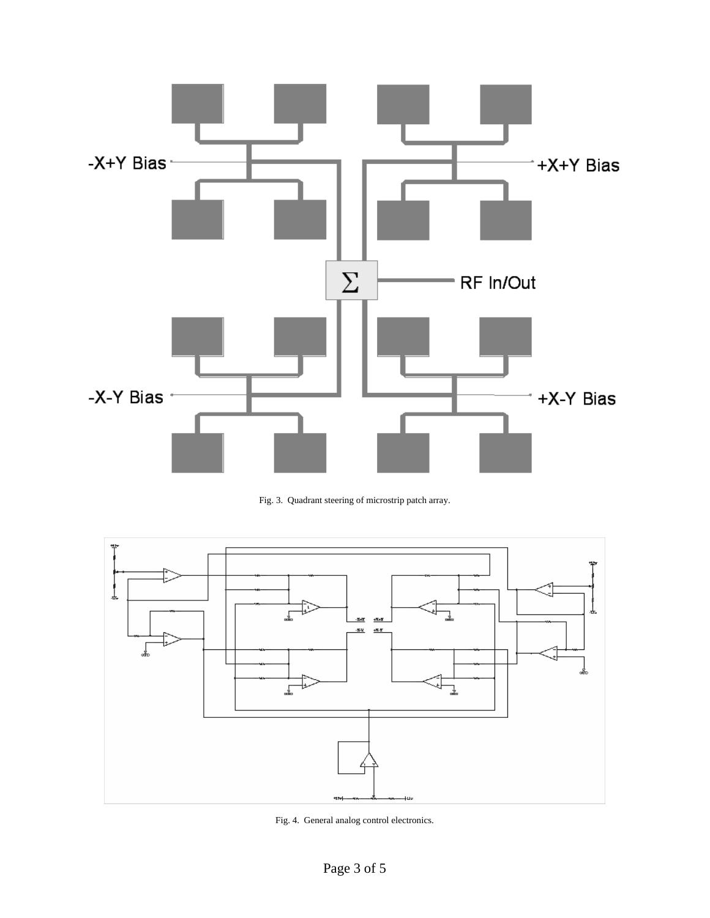Fig. 3. Quadrant steering of microstrip patch array.

Fig. 4. General analog control electronics.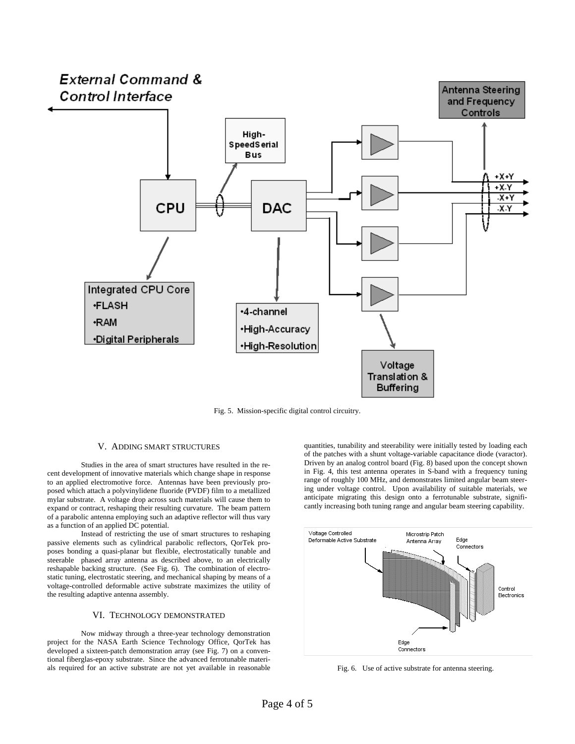Fig. 5. Mission-specific digital control circuitry.

## V. Adding Smart Structures

Studies in the area of smart structures have resulted in the recent development of innovative materials which change shape in response to an applied electromotive force. Antennas have been previously proposed which attach a polyvinylidene fluoride (PVDF) film to a metallized mylar substrate. A voltage drop across such materials will cause them to expand or contract, reshaping their resulting curvature. The beam pattern of a parabolic antenna employing such an adaptive reflector will thus vary as a function of an applied DC potential.

Instead of restricting the use of smart structures to reshaping passive elements such as cylindrical parabolic reflectors, QorTek proposes bonding a quasi-planar but flexible, electrostatically tunable and steerable phased array antenna as described above, to an electrically reshapable backing structure. (See Fig. 6). The combination of electrostatic tuning, electrostatic steering, and mechanical shaping by means of a voltage-controlled deformable active substrate maximizes the utility of the resulting adaptive antenna assembly.

## VI. Technology Demonstrated

Now midway through a three-year technology demonstration project for the NASA Earth Science Technology Office, QorTek has developed a sixteen-patch demonstration array (see Fig. 7) on a conventional fiberglas-epoxy substrate. Since the advanced ferrotunable materials required for an active substrate are not yet available in reasonable quantities, tunability and steerability were initially tested by loading each of the patches with a shunt voltage-variable capacitance diode (varactor). Driven by an analog control board (Fig. 8) based upon the concept shown in Fig. 4, this test antenna operates in S-band with a frequency tuning range of roughly 100 MHz, and demonstrates limited angular beam steering under voltage control. Upon availability of suitable materials, we anticipate migrating this design onto a ferrotunable substrate, significantly increasing both tuning range and angular beam steering capability.

Fig. 6. Use of active substrate for antenna steering.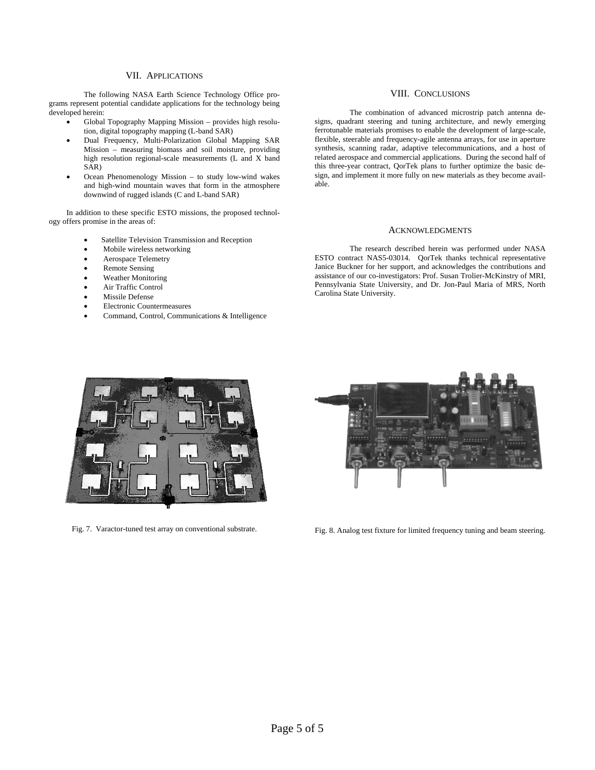## VII. Applications

The following NASA Earth Science Technology Office programs represent potential candidate applications for the technology being developed herein:

- Global Topography Mapping Mission – provides high resolution, digital topography mapping (L-band SAR)
- Dual Frequency, Multi-Polarization Global Mapping SAR Mission – measuring biomass and soil moisture, providing high resolution regional-scale measurements (L and X band SAR)
- Ocean Phenomenology Mission – to study low-wind wakes and high-wind mountain waves that form in the atmosphere downwind of rugged islands (C and L-band SAR)

In addition to these specific ESTO missions, the proposed technology offers promise in the areas of:

- Satellite Television Transmission and Reception
- Mobile wireless networking
- Aerospace Telemetry
- Remote Sensing
- Weather Monitoring
- Air Traffic Control
- Missile Defense
- Electronic Countermeasures
- Command, Control, Communications & Intelligence

## VIII. Conclusions

The combination of advanced microstrip patch antenna designs, quadrant steering and tuning architecture, and newly emerging ferrotunable materials promises to enable the development of large-scale, flexible, steerable and frequency-agile antenna arrays, for use in aperture synthesis, scanning radar, adaptive telecommunications, and a host of related aerospace and commercial applications. During the second half of this three-year contract, QorTek plans to further optimize the basic design, and implement it more fully on new materials as they become available.

## Acknowledgments

The research described herein was performed under NASA ESTO contract NAS5-03014. QorTek thanks technical representative Janice Buckner for her support, and acknowledges the contributions and assistance of our co-investigators: Prof. Susan Trolier-McKinstry of MRI, Pennsylvania State University, and Dr. Jon-Paul Maria of MRS, North Carolina State University.

Fig. 7. Varactor-tuned test array on conventional substrate.

Fig. 8. Analog test fixture for limited frequency tuning and beam steering.